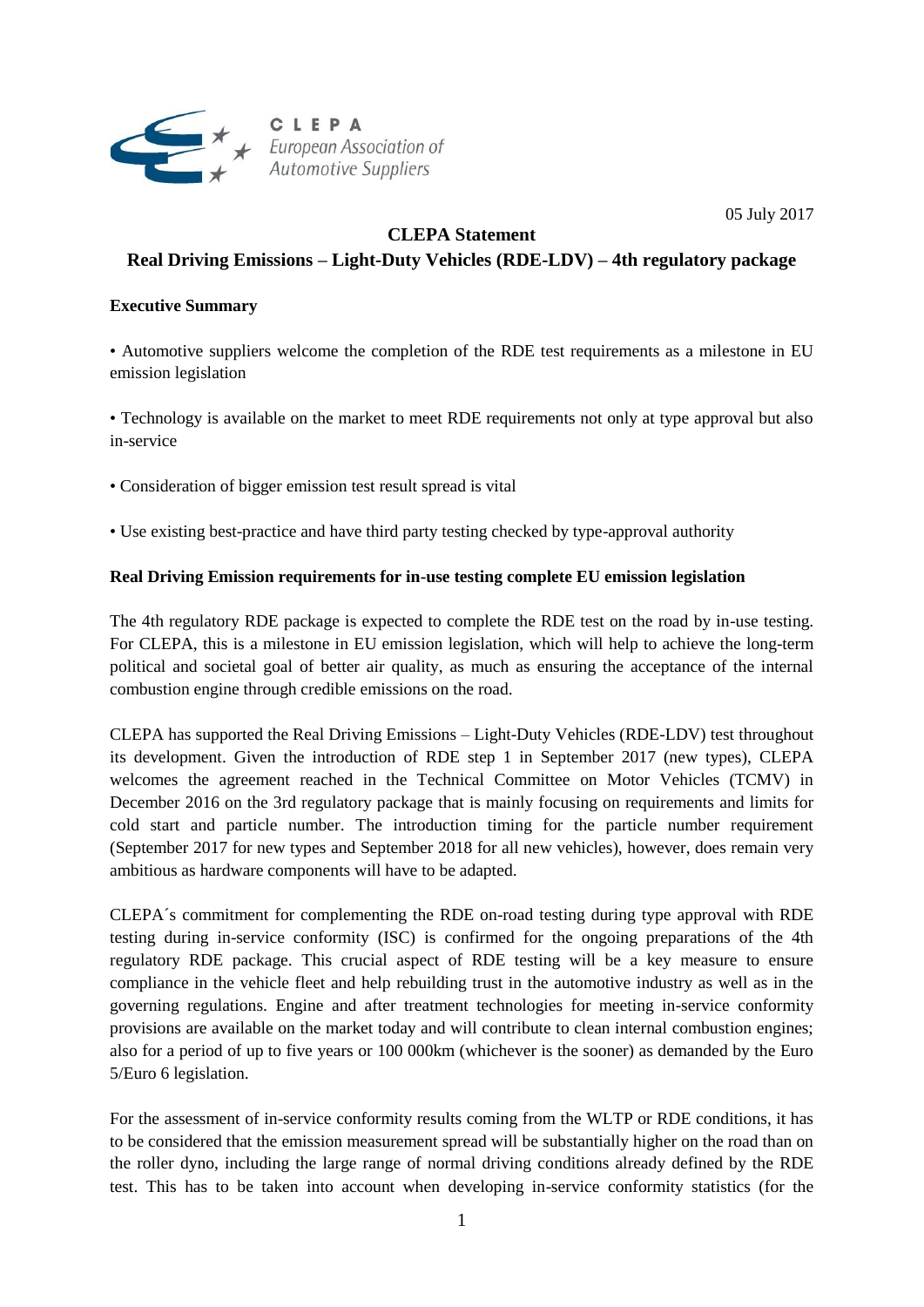CLEPA
*European Association of Automotive Suppliers*

05 July 2017

**CLEPA Statement**

**Real Driving Emissions – Light-Duty Vehicles (RDE-LDV) – 4th regulatory package**

**Executive Summary**

• Automotive suppliers welcome the completion of the RDE test requirements as a milestone in EU emission legislation

• Technology is available on the market to meet RDE requirements not only at type approval but also in-service

• Consideration of bigger emission test result spread is vital

• Use existing best-practice and have third party testing checked by type-approval authority

**Real Driving Emission requirements for in-use testing complete EU emission legislation**

The 4th regulatory RDE package is expected to complete the RDE test on the road by in-use testing. For CLEPA, this is a milestone in EU emission legislation, which will help to achieve the long-term political and societal goal of better air quality, as much as ensuring the acceptance of the internal combustion engine through credible emissions on the road.

CLEPA has supported the Real Driving Emissions – Light-Duty Vehicles (RDE-LDV) test throughout its development. Given the introduction of RDE step 1 in September 2017 (new types), CLEPA welcomes the agreement reached in the Technical Committee on Motor Vehicles (TCMV) in December 2016 on the 3rd regulatory package that is mainly focusing on requirements and limits for cold start and particle number. The introduction timing for the particle number requirement (September 2017 for new types and September 2018 for all new vehicles), however, does remain very ambitious as hardware components will have to be adapted.

CLEPA´s commitment for complementing the RDE on-road testing during type approval with RDE testing during in-service conformity (ISC) is confirmed for the ongoing preparations of the 4th regulatory RDE package. This crucial aspect of RDE testing will be a key measure to ensure compliance in the vehicle fleet and help rebuilding trust in the automotive industry as well as in the governing regulations. Engine and after treatment technologies for meeting in-service conformity provisions are available on the market today and will contribute to clean internal combustion engines; also for a period of up to five years or 100 000km (whichever is the sooner) as demanded by the Euro 5/Euro 6 legislation.

For the assessment of in-service conformity results coming from the WLTP or RDE conditions, it has to be considered that the emission measurement spread will be substantially higher on the road than on the roller dyno, including the large range of normal driving conditions already defined by the RDE test. This has to be taken into account when developing in-service conformity statistics (for the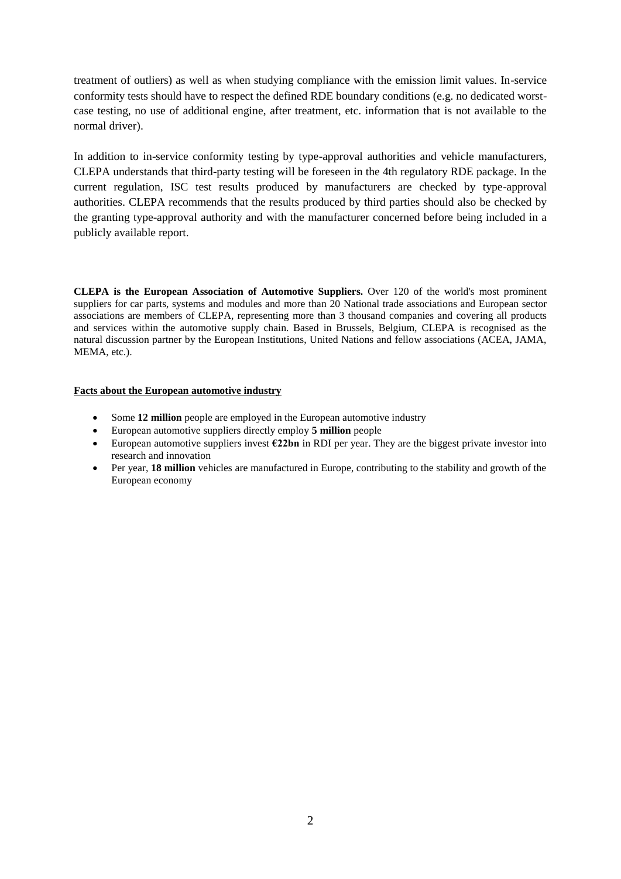treatment of outliers) as well as when studying compliance with the emission limit values. In-service conformity tests should have to respect the defined RDE boundary conditions (e.g. no dedicated worst-case testing, no use of additional engine, after treatment, etc. information that is not available to the normal driver).

In addition to in-service conformity testing by type-approval authorities and vehicle manufacturers, CLEPA understands that third-party testing will be foreseen in the 4th regulatory RDE package. In the current regulation, ISC test results produced by manufacturers are checked by type-approval authorities. CLEPA recommends that the results produced by third parties should also be checked by the granting type-approval authority and with the manufacturer concerned before being included in a publicly available report.

**CLEPA is the European Association of Automotive Suppliers.** Over 120 of the world's most prominent suppliers for car parts, systems and modules and more than 20 National trade associations and European sector associations are members of CLEPA, representing more than 3 thousand companies and covering all products and services within the automotive supply chain. Based in Brussels, Belgium, CLEPA is recognised as the natural discussion partner by the European Institutions, United Nations and fellow associations (ACEA, JAMA, MEMA, etc.).

**Facts about the European automotive industry**

- Some **12 million** people are employed in the European automotive industry
- European automotive suppliers directly employ **5 million** people
- European automotive suppliers invest **€22bn** in RDI per year. They are the biggest private investor into research and innovation
- Per year, **18 million** vehicles are manufactured in Europe, contributing to the stability and growth of the European economy